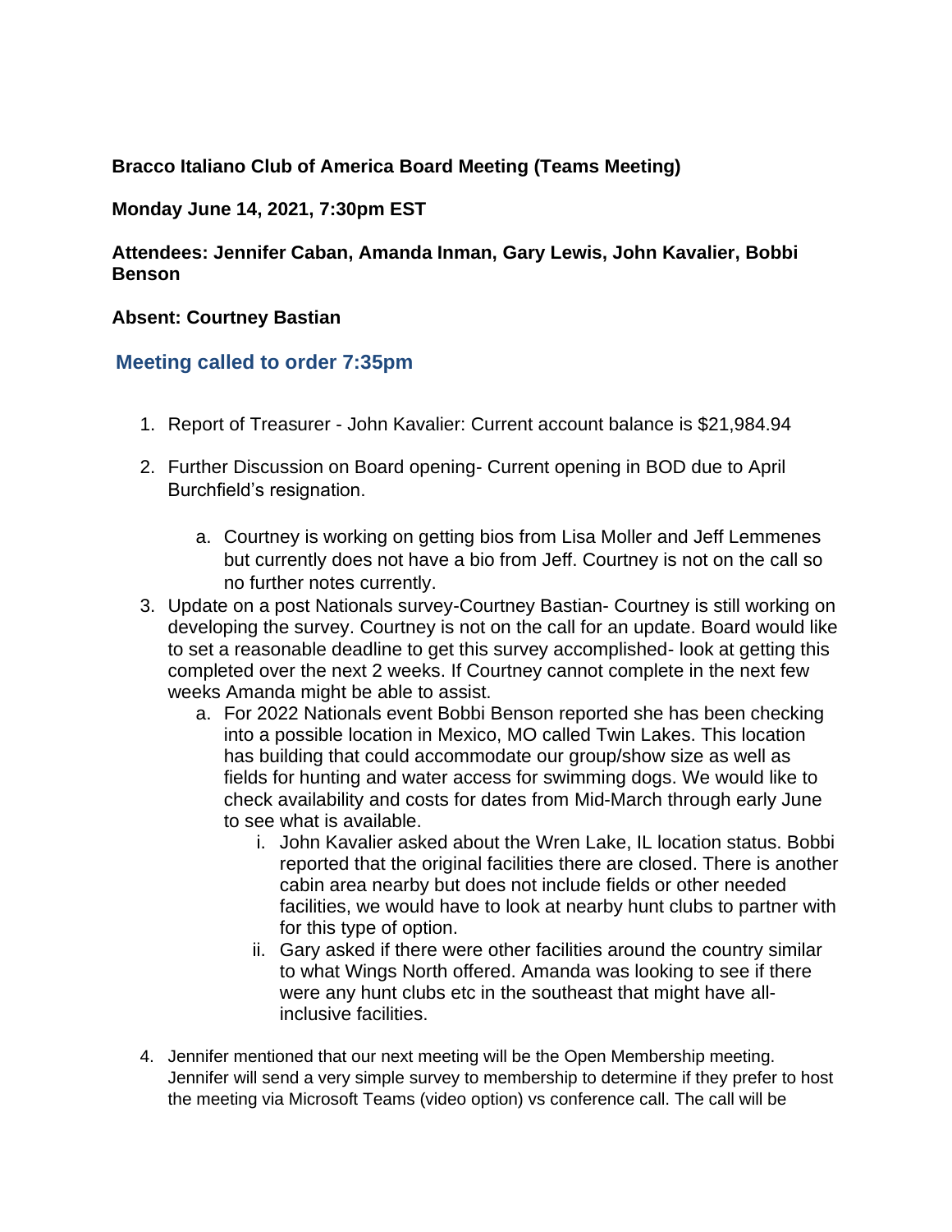**Bracco Italiano Club of America Board Meeting (Teams Meeting)**

**Monday June 14, 2021, 7:30pm EST**

**Attendees: Jennifer Caban, Amanda Inman, Gary Lewis, John Kavalier, Bobbi Benson**

**Absent: Courtney Bastian**

## Meeting called to order 7:35pm

1. Report of Treasurer - John Kavalier: Current account balance is $21,984.94

2. Further Discussion on Board opening- Current opening in BOD due to April Burchfield's resignation.

   a. Courtney is working on getting bios from Lisa Moller and Jeff Lemmenes but currently does not have a bio from Jeff. Courtney is not on the call so no further notes currently.

3. Update on a post Nationals survey-Courtney Bastian- Courtney is still working on developing the survey. Courtney is not on the call for an update. Board would like to set a reasonable deadline to get this survey accomplished- look at getting this completed over the next 2 weeks. If Courtney cannot complete in the next few weeks Amanda might be able to assist.

   a. For 2022 Nationals event Bobbi Benson reported she has been checking into a possible location in Mexico, MO called Twin Lakes. This location has building that could accommodate our group/show size as well as fields for hunting and water access for swimming dogs. We would like to check availability and costs for dates from Mid-March through early June to see what is available.

      i. John Kavalier asked about the Wren Lake, IL location status. Bobbi reported that the original facilities there are closed. There is another cabin area nearby but does not include fields or other needed facilities, we would have to look at nearby hunt clubs to partner with for this type of option.

      ii. Gary asked if there were other facilities around the country similar to what Wings North offered. Amanda was looking to see if there were any hunt clubs etc in the southeast that might have all-inclusive facilities.

4. Jennifer mentioned that our next meeting will be the Open Membership meeting. Jennifer will send a very simple survey to membership to determine if they prefer to host the meeting via Microsoft Teams (video option) vs conference call. The call will be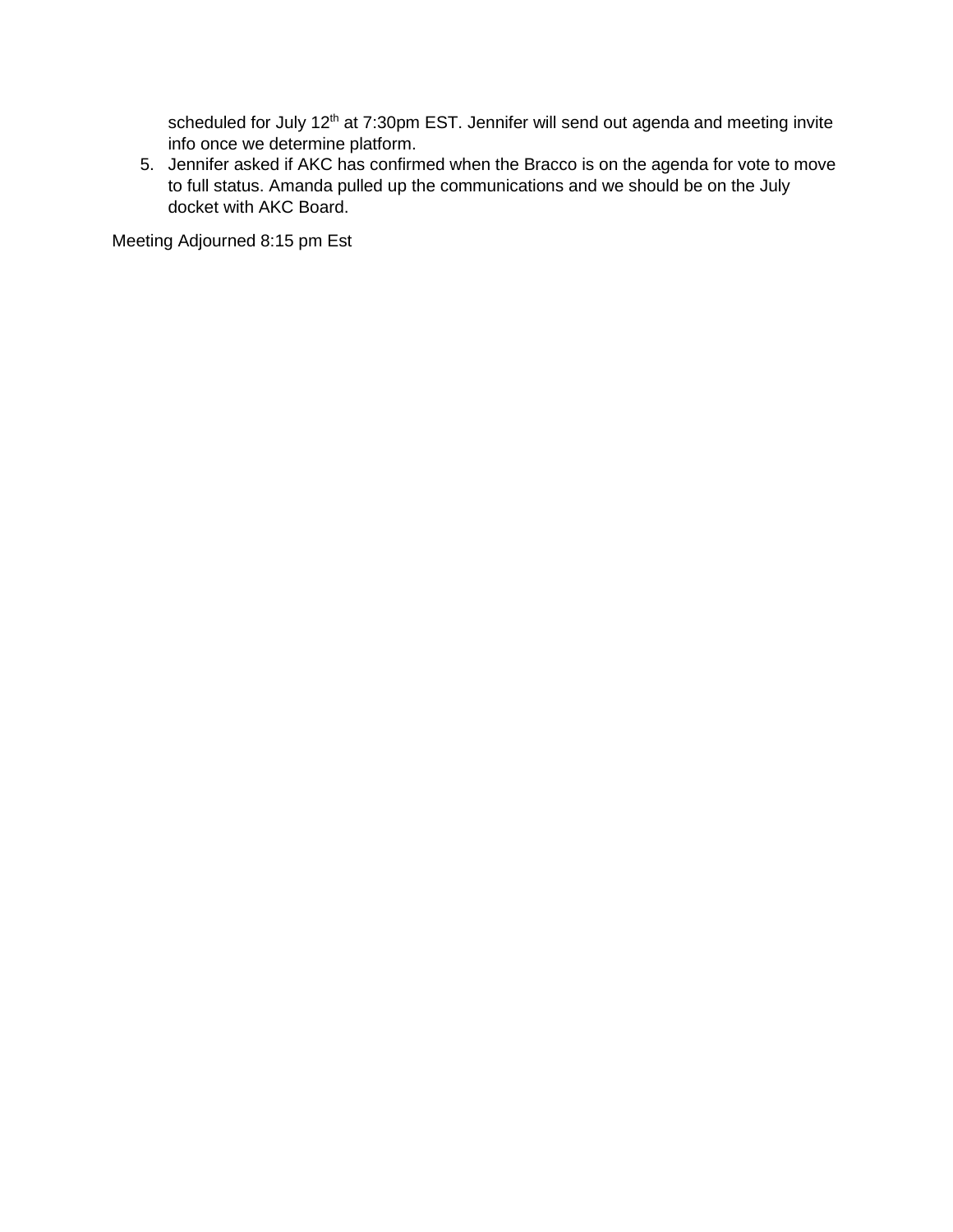scheduled for July 12th at 7:30pm EST. Jennifer will send out agenda and meeting invite info once we determine platform.

5. Jennifer asked if AKC has confirmed when the Bracco is on the agenda for vote to move to full status. Amanda pulled up the communications and we should be on the July docket with AKC Board.

Meeting Adjourned 8:15 pm Est